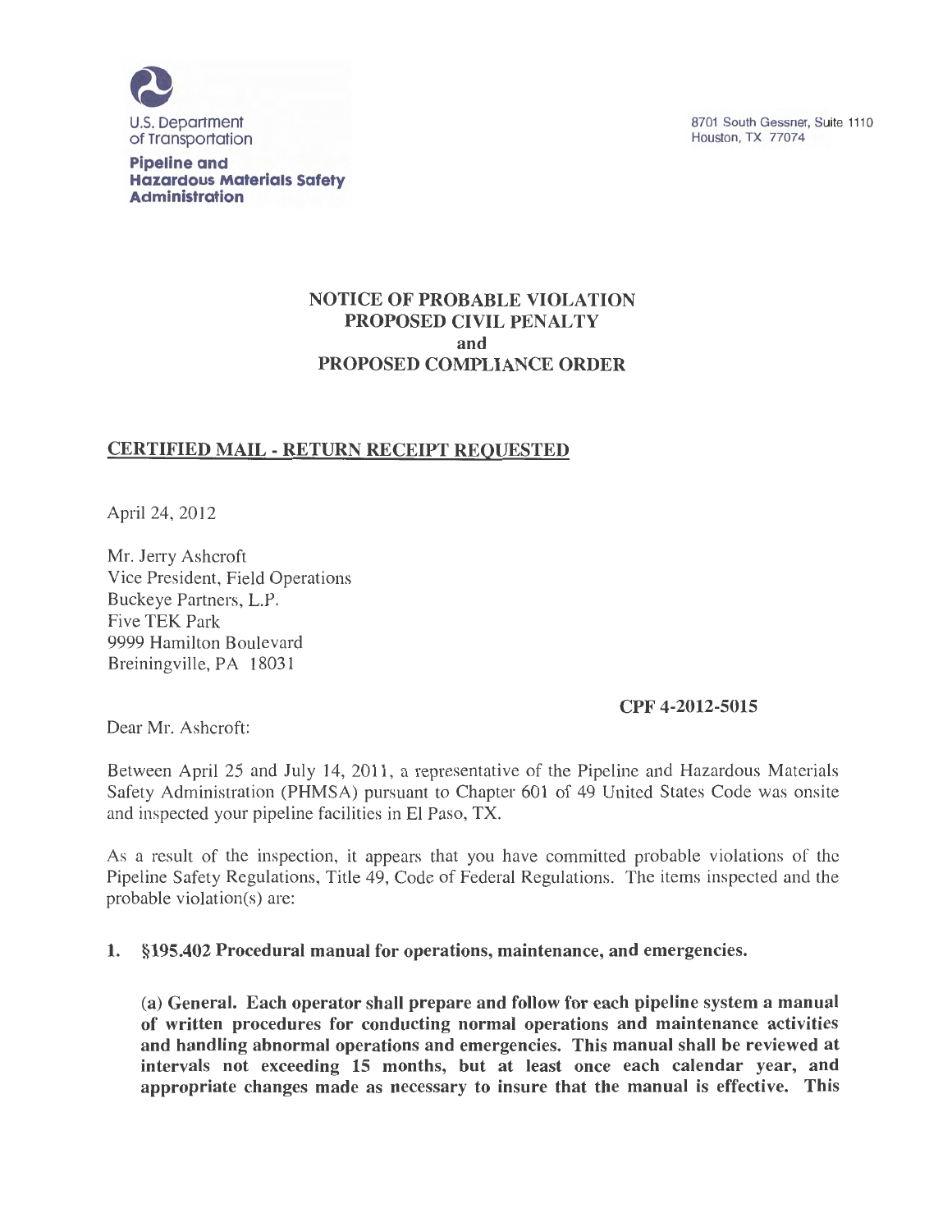U.S. Department of Transportation

**Pipeline and Hazardous Materials Safety Administration**

8701 South Gessner, Suite 1110
Houston, TX 77074

**NOTICE OF PROBABLE VIOLATION**
**PROPOSED CIVIL PENALTY**
**and**
**PROPOSED COMPLIANCE ORDER**

**CERTIFIED MAIL - RETURN RECEIPT REQUESTED**

April 24, 2012

Mr. Jerry Ashcroft
Vice President, Field Operations
Buckeye Partners, L.P.
Five TEK Park
9999 Hamilton Boulevard
Breiningville, PA 18031

**CPF 4-2012-5015**

Dear Mr. Ashcroft:

Between April 25 and July 14, 2011, a representative of the Pipeline and Hazardous Materials Safety Administration (PHMSA) pursuant to Chapter 601 of 49 United States Code was onsite and inspected your pipeline facilities in El Paso, TX.

As a result of the inspection, it appears that you have committed probable violations of the Pipeline Safety Regulations, Title 49, Code of Federal Regulations. The items inspected and the probable violation(s) are:

1. **§195.402 Procedural manual for operations, maintenance, and emergencies.**

   **(a) General. Each operator shall prepare and follow for each pipeline system a manual of written procedures for conducting normal operations and maintenance activities and handling abnormal operations and emergencies. This manual shall be reviewed at intervals not exceeding 15 months, but at least once each calendar year, and appropriate changes made as necessary to insure that the manual is effective. This**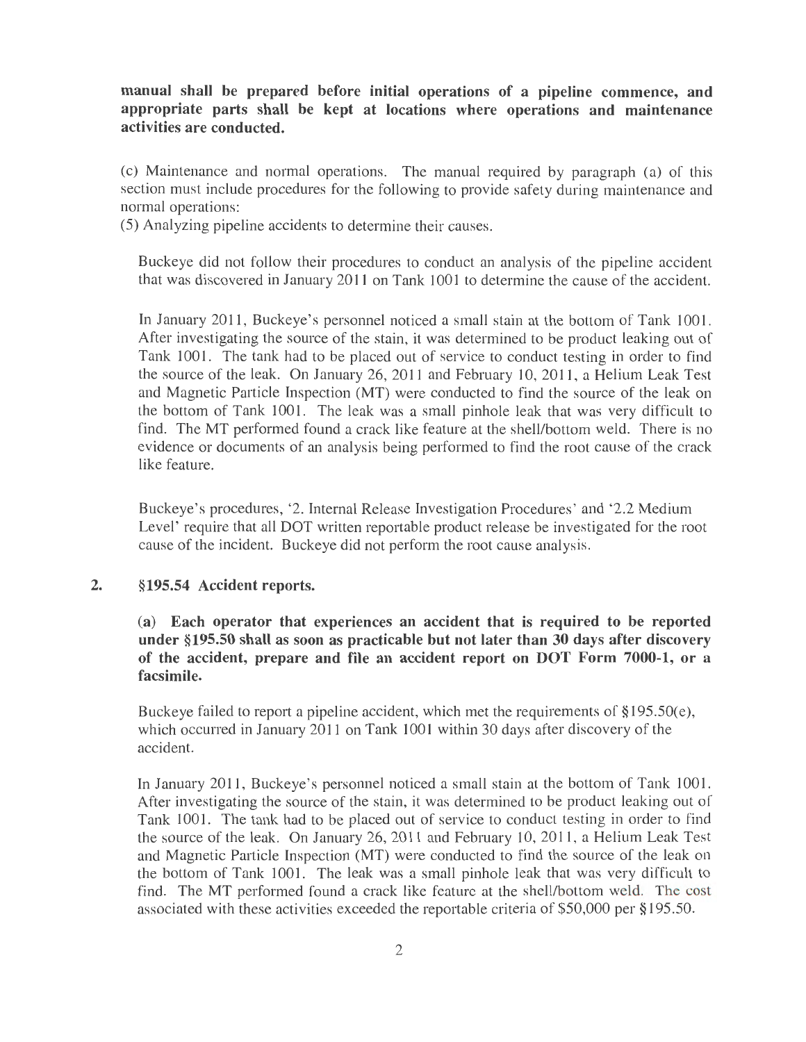**manual shall be prepared before initial operations of a pipeline commence, and appropriate parts shall be kept at locations where operations and maintenance activities are conducted.**

(c) Maintenance and normal operations. The manual required by paragraph (a) of this section must include procedures for the following to provide safety during maintenance and normal operations:
(5) Analyzing pipeline accidents to determine their causes.

Buckeye did not follow their procedures to conduct an analysis of the pipeline accident that was discovered in January 2011 on Tank 1001 to determine the cause of the accident.

In January 2011, Buckeye's personnel noticed a small stain at the bottom of Tank 1001. After investigating the source of the stain, it was determined to be product leaking out of Tank 1001. The tank had to be placed out of service to conduct testing in order to find the source of the leak. On January 26, 2011 and February 10, 2011, a Helium Leak Test and Magnetic Particle Inspection (MT) were conducted to find the source of the leak on the bottom of Tank 1001. The leak was a small pinhole leak that was very difficult to find. The MT performed found a crack like feature at the shell/bottom weld. There is no evidence or documents of an analysis being performed to find the root cause of the crack like feature.

Buckeye's procedures, '2. Internal Release Investigation Procedures' and '2.2 Medium Level' require that all DOT written reportable product release be investigated for the root cause of the incident. Buckeye did not perform the root cause analysis.

## 2. §195.54 Accident reports.

**(a) Each operator that experiences an accident that is required to be reported under §195.50 shall as soon as practicable but not later than 30 days after discovery of the accident, prepare and file an accident report on DOT Form 7000-1, or a facsimile.**

Buckeye failed to report a pipeline accident, which met the requirements of §195.50(e), which occurred in January 2011 on Tank 1001 within 30 days after discovery of the accident.

In January 2011, Buckeye's personnel noticed a small stain at the bottom of Tank 1001. After investigating the source of the stain, it was determined to be product leaking out of Tank 1001. The tank had to be placed out of service to conduct testing in order to find the source of the leak. On January 26, 2011 and February 10, 2011, a Helium Leak Test and Magnetic Particle Inspection (MT) were conducted to find the source of the leak on the bottom of Tank 1001. The leak was a small pinhole leak that was very difficult to find. The MT performed found a crack like feature at the shell/bottom weld. The cost associated with these activities exceeded the reportable criteria of $50,000 per §195.50.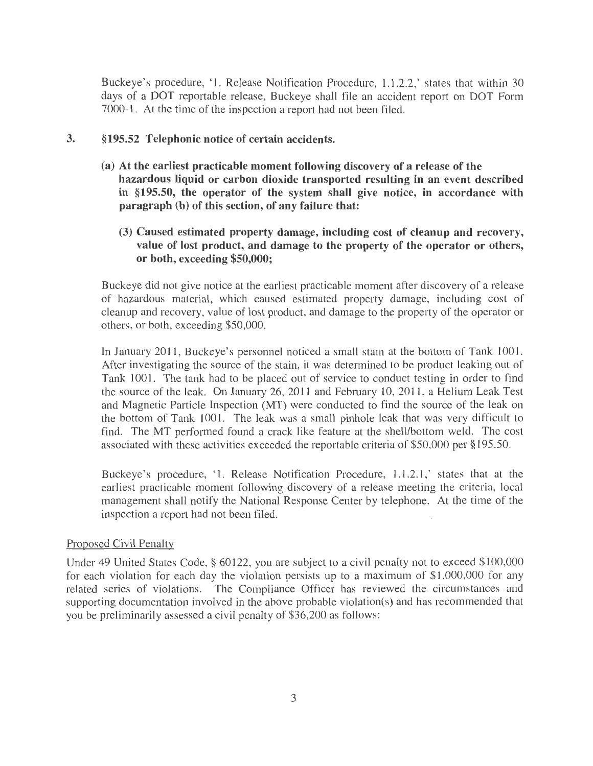Buckeye's procedure, '1. Release Notification Procedure, 1.1.2.2,' states that within 30 days of a DOT reportable release, Buckeye shall file an accident report on DOT Form 7000-1. At the time of the inspection a report had not been filed.

**3. §195.52 Telephonic notice of certain accidents.**

**(a) At the earliest practicable moment following discovery of a release of the hazardous liquid or carbon dioxide transported resulting in an event described in §195.50, the operator of the system shall give notice, in accordance with paragraph (b) of this section, of any failure that:**

**(3) Caused estimated property damage, including cost of cleanup and recovery, value of lost product, and damage to the property of the operator or others, or both, exceeding $50,000;**

Buckeye did not give notice at the earliest practicable moment after discovery of a release of hazardous material, which caused estimated property damage, including cost of cleanup and recovery, value of lost product, and damage to the property of the operator or others, or both, exceeding $50,000.

In January 2011, Buckeye's personnel noticed a small stain at the bottom of Tank 1001. After investigating the source of the stain, it was determined to be product leaking out of Tank 1001. The tank had to be placed out of service to conduct testing in order to find the source of the leak. On January 26, 2011 and February 10, 2011, a Helium Leak Test and Magnetic Particle Inspection (MT) were conducted to find the source of the leak on the bottom of Tank 1001. The leak was a small pinhole leak that was very difficult to find. The MT performed found a crack like feature at the shell/bottom weld. The cost associated with these activities exceeded the reportable criteria of $50,000 per §195.50.

Buckeye's procedure, '1. Release Notification Procedure, 1.1.2.1,' states that at the earliest practicable moment following discovery of a release meeting the criteria, local management shall notify the National Response Center by telephone. At the time of the inspection a report had not been filed.

Proposed Civil Penalty

Under 49 United States Code, § 60122, you are subject to a civil penalty not to exceed $100,000 for each violation for each day the violation persists up to a maximum of $1,000,000 for any related series of violations. The Compliance Officer has reviewed the circumstances and supporting documentation involved in the above probable violation(s) and has recommended that you be preliminarily assessed a civil penalty of $36,200 as follows: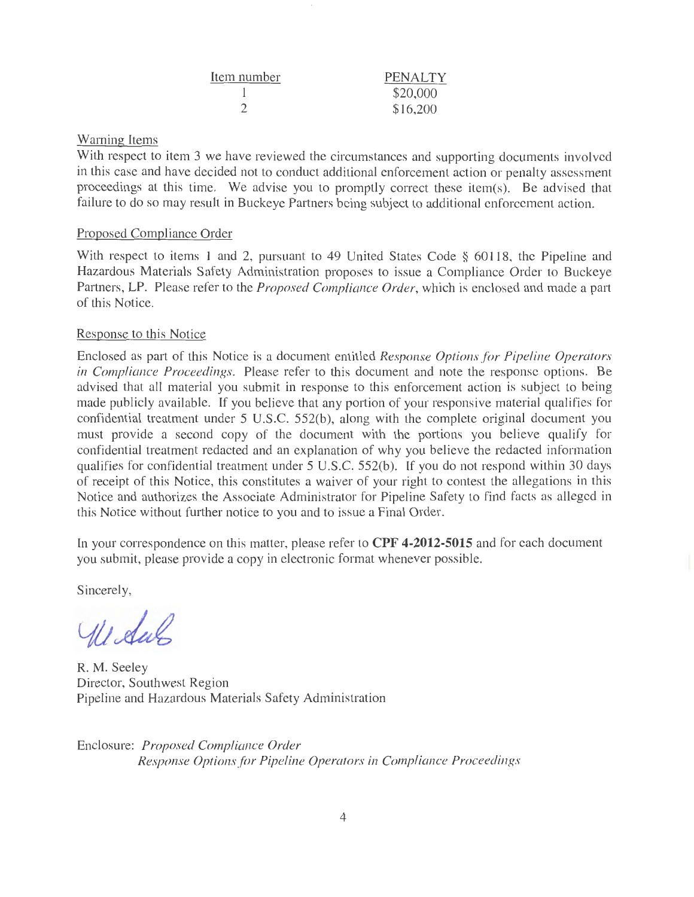| Item number | PENALTY |
|---|---|
| 1 | $20,000 |
| 2 | $16,200 |

Warning Items

With respect to item 3 we have reviewed the circumstances and supporting documents involved in this case and have decided not to conduct additional enforcement action or penalty assessment proceedings at this time. We advise you to promptly correct these item(s). Be advised that failure to do so may result in Buckeye Partners being subject to additional enforcement action.

Proposed Compliance Order

With respect to items 1 and 2, pursuant to 49 United States Code § 60118, the Pipeline and Hazardous Materials Safety Administration proposes to issue a Compliance Order to Buckeye Partners, LP. Please refer to the *Proposed Compliance Order*, which is enclosed and made a part of this Notice.

Response to this Notice

Enclosed as part of this Notice is a document entitled *Response Options for Pipeline Operators in Compliance Proceedings*. Please refer to this document and note the response options. Be advised that all material you submit in response to this enforcement action is subject to being made publicly available. If you believe that any portion of your responsive material qualifies for confidential treatment under 5 U.S.C. 552(b), along with the complete original document you must provide a second copy of the document with the portions you believe qualify for confidential treatment redacted and an explanation of why you believe the redacted information qualifies for confidential treatment under 5 U.S.C. 552(b). If you do not respond within 30 days of receipt of this Notice, this constitutes a waiver of your right to contest the allegations in this Notice and authorizes the Associate Administrator for Pipeline Safety to find facts as alleged in this Notice without further notice to you and to issue a Final Order.

In your correspondence on this matter, please refer to **CPF 4-2012-5015** and for each document you submit, please provide a copy in electronic format whenever possible.

Sincerely,

R. M. Seeley
Director, Southwest Region
Pipeline and Hazardous Materials Safety Administration

Enclosure: *Proposed Compliance Order*
*Response Options for Pipeline Operators in Compliance Proceedings*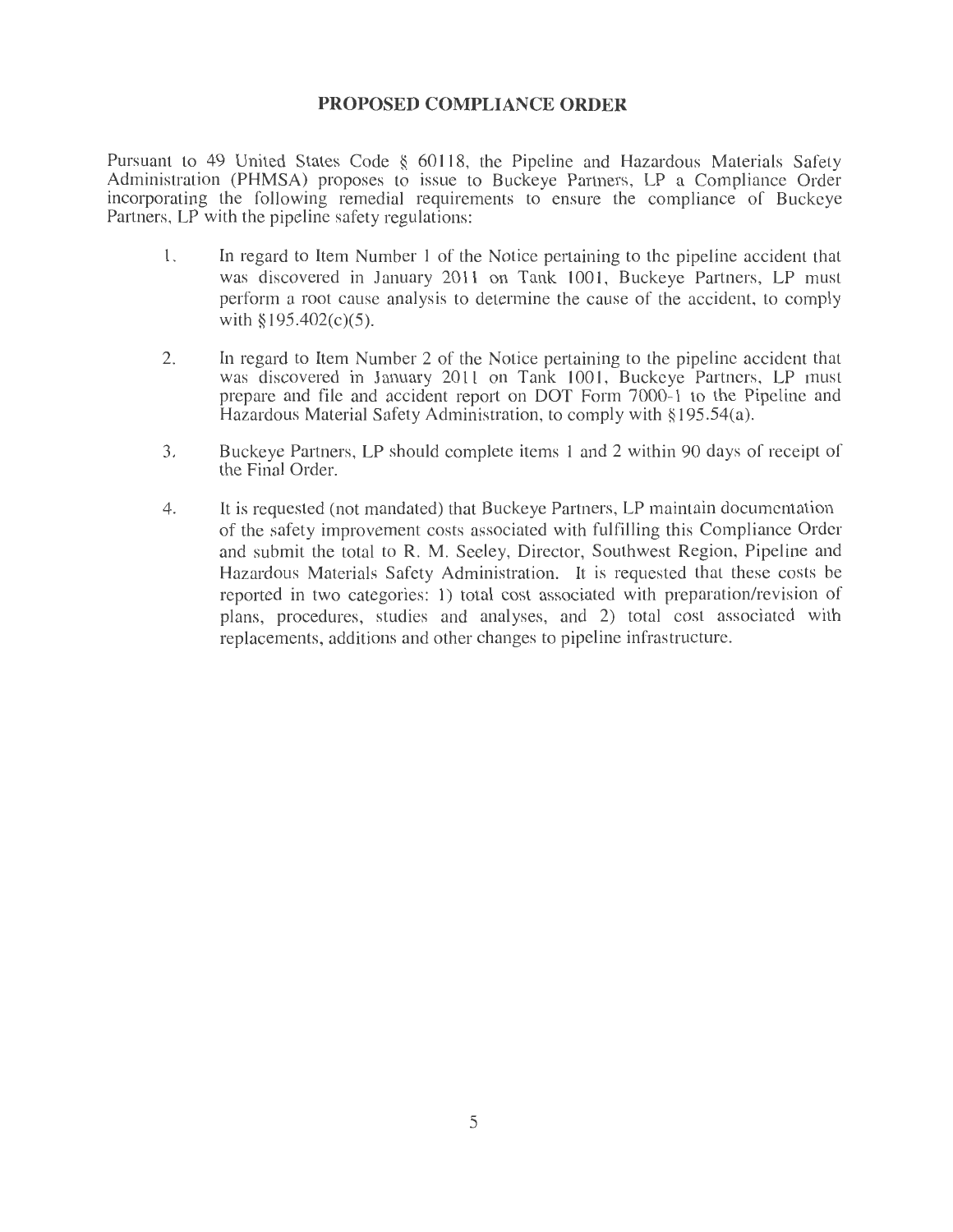## PROPOSED COMPLIANCE ORDER

Pursuant to 49 United States Code § 60118, the Pipeline and Hazardous Materials Safety Administration (PHMSA) proposes to issue to Buckeye Partners, LP a Compliance Order incorporating the following remedial requirements to ensure the compliance of Buckeye Partners, LP with the pipeline safety regulations:

1. In regard to Item Number 1 of the Notice pertaining to the pipeline accident that was discovered in January 2011 on Tank 1001, Buckeye Partners, LP must perform a root cause analysis to determine the cause of the accident, to comply with §195.402(c)(5).

2. In regard to Item Number 2 of the Notice pertaining to the pipeline accident that was discovered in January 2011 on Tank 1001, Buckeye Partners, LP must prepare and file and accident report on DOT Form 7000-1 to the Pipeline and Hazardous Material Safety Administration, to comply with §195.54(a).

3. Buckeye Partners, LP should complete items 1 and 2 within 90 days of receipt of the Final Order.

4. It is requested (not mandated) that Buckeye Partners, LP maintain documentation of the safety improvement costs associated with fulfilling this Compliance Order and submit the total to R. M. Seeley, Director, Southwest Region, Pipeline and Hazardous Materials Safety Administration. It is requested that these costs be reported in two categories: 1) total cost associated with preparation/revision of plans, procedures, studies and analyses, and 2) total cost associated with replacements, additions and other changes to pipeline infrastructure.